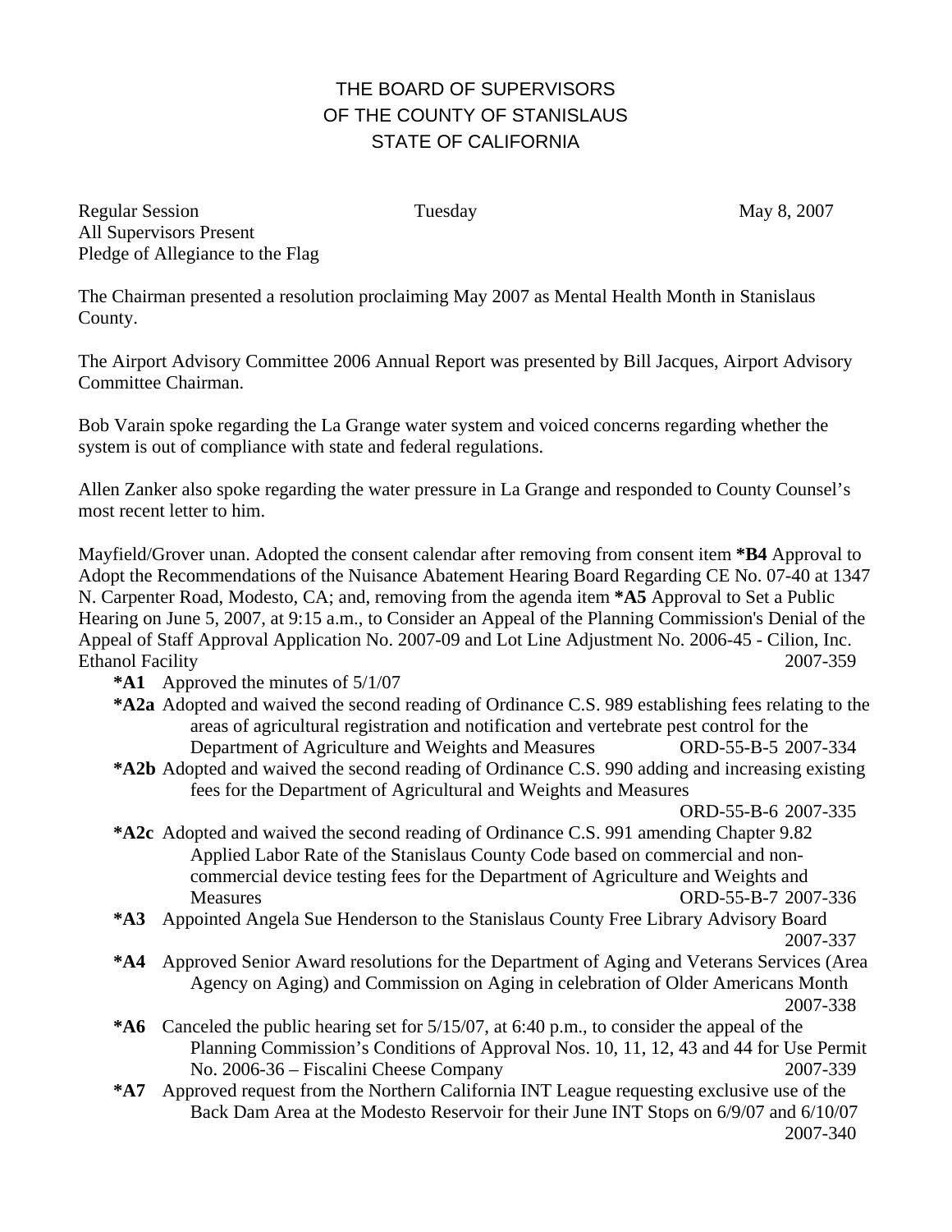# THE BOARD OF SUPERVISORS
# OF THE COUNTY OF STANISLAUS
# STATE OF CALIFORNIA

Regular Session                    Tuesday                    May 8, 2007
All Supervisors Present
Pledge of Allegiance to the Flag

The Chairman presented a resolution proclaiming May 2007 as Mental Health Month in Stanislaus County.

The Airport Advisory Committee 2006 Annual Report was presented by Bill Jacques, Airport Advisory Committee Chairman.

Bob Varain spoke regarding the La Grange water system and voiced concerns regarding whether the system is out of compliance with state and federal regulations.

Allen Zanker also spoke regarding the water pressure in La Grange and responded to County Counsel's most recent letter to him.

Mayfield/Grover unan. Adopted the consent calendar after removing from consent item ***B4** Approval to Adopt the Recommendations of the Nuisance Abatement Hearing Board Regarding CE No. 07-40 at 1347 N. Carpenter Road, Modesto, CA; and, removing from the agenda item ***A5** Approval to Set a Public Hearing on June 5, 2007, at 9:15 a.m., to Consider an Appeal of the Planning Commission's Denial of the Appeal of Staff Approval Application No. 2007-09 and Lot Line Adjustment No. 2006-45 - Cilion, Inc. Ethanol Facility 2007-359

- ***A1** Approved the minutes of 5/1/07
- ***A2a** Adopted and waived the second reading of Ordinance C.S. 989 establishing fees relating to the areas of agricultural registration and notification and vertebrate pest control for the Department of Agriculture and Weights and Measures ORD-55-B-5 2007-334
- ***A2b** Adopted and waived the second reading of Ordinance C.S. 990 adding and increasing existing fees for the Department of Agricultural and Weights and Measures ORD-55-B-6 2007-335
- ***A2c** Adopted and waived the second reading of Ordinance C.S. 991 amending Chapter 9.82 Applied Labor Rate of the Stanislaus County Code based on commercial and non-commercial device testing fees for the Department of Agriculture and Weights and Measures ORD-55-B-7 2007-336
- ***A3** Appointed Angela Sue Henderson to the Stanislaus County Free Library Advisory Board 2007-337
- ***A4** Approved Senior Award resolutions for the Department of Aging and Veterans Services (Area Agency on Aging) and Commission on Aging in celebration of Older Americans Month 2007-338
- ***A6** Canceled the public hearing set for 5/15/07, at 6:40 p.m., to consider the appeal of the Planning Commission's Conditions of Approval Nos. 10, 11, 12, 43 and 44 for Use Permit No. 2006-36 – Fiscalini Cheese Company 2007-339
- ***A7** Approved request from the Northern California INT League requesting exclusive use of the Back Dam Area at the Modesto Reservoir for their June INT Stops on 6/9/07 and 6/10/07 2007-340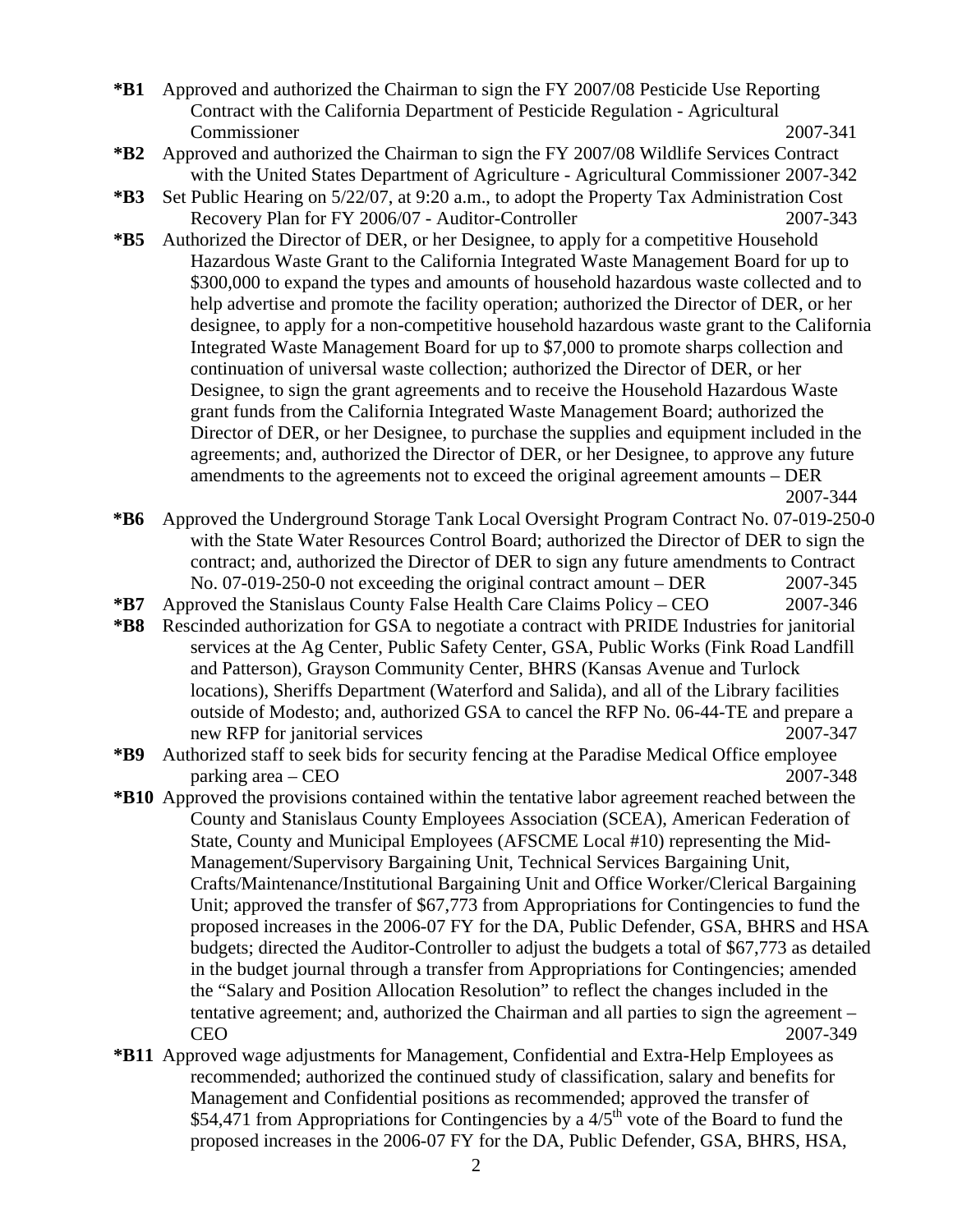**\*B1** Approved and authorized the Chairman to sign the FY 2007/08 Pesticide Use Reporting Contract with the California Department of Pesticide Regulation - Agricultural Commissioner 2007-341

**\*B2** Approved and authorized the Chairman to sign the FY 2007/08 Wildlife Services Contract with the United States Department of Agriculture - Agricultural Commissioner 2007-342

**\*B3** Set Public Hearing on 5/22/07, at 9:20 a.m., to adopt the Property Tax Administration Cost Recovery Plan for FY 2006/07 - Auditor-Controller 2007-343

**\*B5** Authorized the Director of DER, or her Designee, to apply for a competitive Household Hazardous Waste Grant to the California Integrated Waste Management Board for up to $300,000 to expand the types and amounts of household hazardous waste collected and to help advertise and promote the facility operation; authorized the Director of DER, or her designee, to apply for a non-competitive household hazardous waste grant to the California Integrated Waste Management Board for up to $7,000 to promote sharps collection and continuation of universal waste collection; authorized the Director of DER, or her Designee, to sign the grant agreements and to receive the Household Hazardous Waste grant funds from the California Integrated Waste Management Board; authorized the Director of DER, or her Designee, to purchase the supplies and equipment included in the agreements; and, authorized the Director of DER, or her Designee, to approve any future amendments to the agreements not to exceed the original agreement amounts – DER 2007-344

**\*B6** Approved the Underground Storage Tank Local Oversight Program Contract No. 07-019-250-0 with the State Water Resources Control Board; authorized the Director of DER to sign the contract; and, authorized the Director of DER to sign any future amendments to Contract No. 07-019-250-0 not exceeding the original contract amount – DER 2007-345

**\*B7** Approved the Stanislaus County False Health Care Claims Policy – CEO 2007-346

**\*B8** Rescinded authorization for GSA to negotiate a contract with PRIDE Industries for janitorial services at the Ag Center, Public Safety Center, GSA, Public Works (Fink Road Landfill and Patterson), Grayson Community Center, BHRS (Kansas Avenue and Turlock locations), Sheriffs Department (Waterford and Salida), and all of the Library facilities outside of Modesto; and, authorized GSA to cancel the RFP No. 06-44-TE and prepare a new RFP for janitorial services 2007-347

**\*B9** Authorized staff to seek bids for security fencing at the Paradise Medical Office employee parking area – CEO 2007-348

**\*B10** Approved the provisions contained within the tentative labor agreement reached between the County and Stanislaus County Employees Association (SCEA), American Federation of State, County and Municipal Employees (AFSCME Local #10) representing the Mid-Management/Supervisory Bargaining Unit, Technical Services Bargaining Unit, Crafts/Maintenance/Institutional Bargaining Unit and Office Worker/Clerical Bargaining Unit; approved the transfer of $67,773 from Appropriations for Contingencies to fund the proposed increases in the 2006-07 FY for the DA, Public Defender, GSA, BHRS and HSA budgets; directed the Auditor-Controller to adjust the budgets a total of $67,773 as detailed in the budget journal through a transfer from Appropriations for Contingencies; amended the "Salary and Position Allocation Resolution" to reflect the changes included in the tentative agreement; and, authorized the Chairman and all parties to sign the agreement – CEO 2007-349

**\*B11** Approved wage adjustments for Management, Confidential and Extra-Help Employees as recommended; authorized the continued study of classification, salary and benefits for Management and Confidential positions as recommended; approved the transfer of $54,471 from Appropriations for Contingencies by a 4/5th vote of the Board to fund the proposed increases in the 2006-07 FY for the DA, Public Defender, GSA, BHRS, HSA,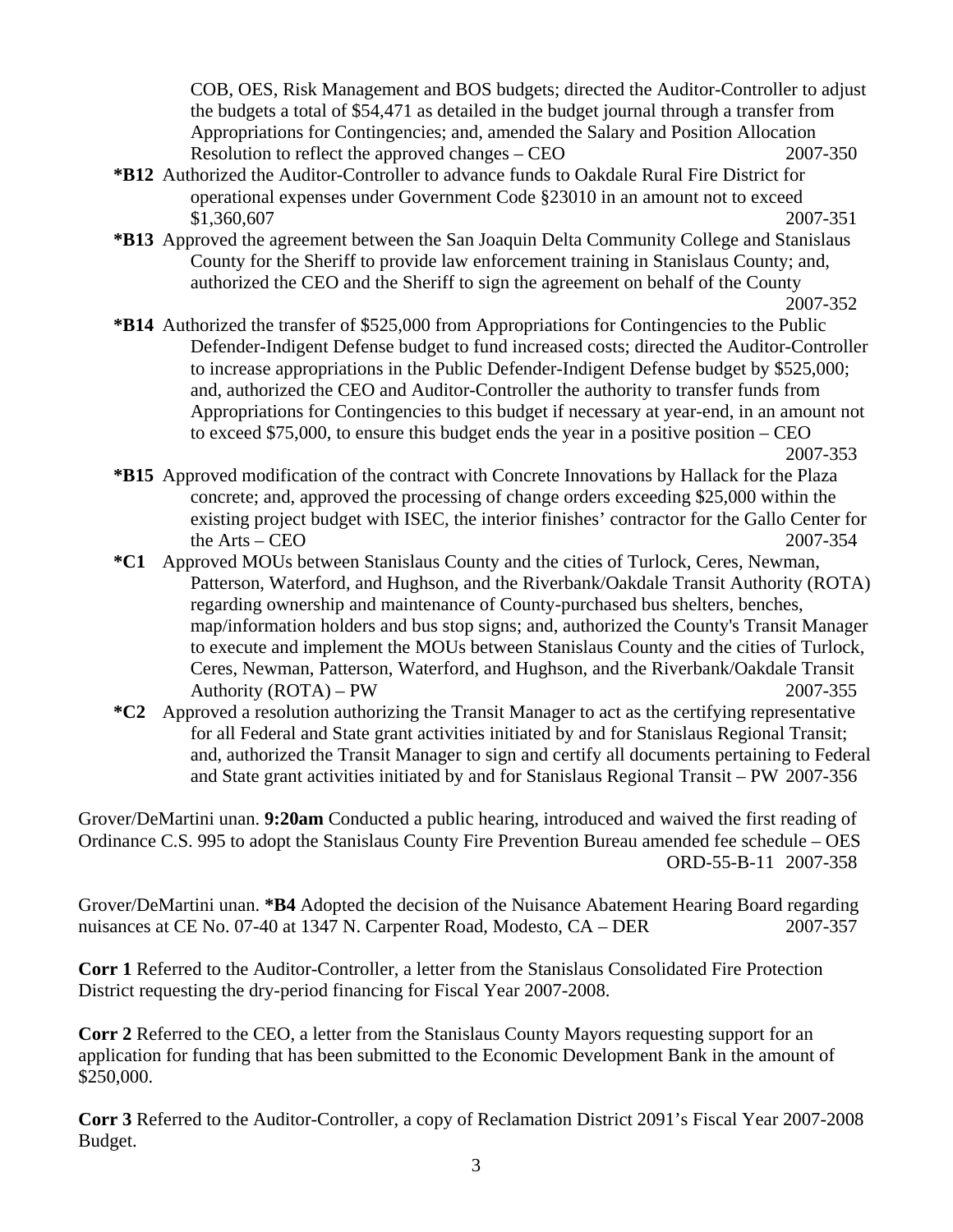COB, OES, Risk Management and BOS budgets; directed the Auditor-Controller to adjust the budgets a total of $54,471 as detailed in the budget journal through a transfer from Appropriations for Contingencies; and, amended the Salary and Position Allocation Resolution to reflect the approved changes – CEO 2007-350

**\*B12** Authorized the Auditor-Controller to advance funds to Oakdale Rural Fire District for operational expenses under Government Code §23010 in an amount not to exceed $1,360,607 2007-351

**\*B13** Approved the agreement between the San Joaquin Delta Community College and Stanislaus County for the Sheriff to provide law enforcement training in Stanislaus County; and, authorized the CEO and the Sheriff to sign the agreement on behalf of the County 2007-352

**\*B14** Authorized the transfer of $525,000 from Appropriations for Contingencies to the Public Defender-Indigent Defense budget to fund increased costs; directed the Auditor-Controller to increase appropriations in the Public Defender-Indigent Defense budget by $525,000; and, authorized the CEO and Auditor-Controller the authority to transfer funds from Appropriations for Contingencies to this budget if necessary at year-end, in an amount not to exceed $75,000, to ensure this budget ends the year in a positive position – CEO 2007-353

**\*B15** Approved modification of the contract with Concrete Innovations by Hallack for the Plaza concrete; and, approved the processing of change orders exceeding $25,000 within the existing project budget with ISEC, the interior finishes' contractor for the Gallo Center for the Arts – CEO 2007-354

**\*C1** Approved MOUs between Stanislaus County and the cities of Turlock, Ceres, Newman, Patterson, Waterford, and Hughson, and the Riverbank/Oakdale Transit Authority (ROTA) regarding ownership and maintenance of County-purchased bus shelters, benches, map/information holders and bus stop signs; and, authorized the County's Transit Manager to execute and implement the MOUs between Stanislaus County and the cities of Turlock, Ceres, Newman, Patterson, Waterford, and Hughson, and the Riverbank/Oakdale Transit Authority (ROTA) – PW 2007-355

**\*C2** Approved a resolution authorizing the Transit Manager to act as the certifying representative for all Federal and State grant activities initiated by and for Stanislaus Regional Transit; and, authorized the Transit Manager to sign and certify all documents pertaining to Federal and State grant activities initiated by and for Stanislaus Regional Transit – PW 2007-356

Grover/DeMartini unan. **9:20am** Conducted a public hearing, introduced and waived the first reading of Ordinance C.S. 995 to adopt the Stanislaus County Fire Prevention Bureau amended fee schedule – OES ORD-55-B-11 2007-358

Grover/DeMartini unan. **\*B4** Adopted the decision of the Nuisance Abatement Hearing Board regarding nuisances at CE No. 07-40 at 1347 N. Carpenter Road, Modesto, CA – DER 2007-357

**Corr 1** Referred to the Auditor-Controller, a letter from the Stanislaus Consolidated Fire Protection District requesting the dry-period financing for Fiscal Year 2007-2008.

**Corr 2** Referred to the CEO, a letter from the Stanislaus County Mayors requesting support for an application for funding that has been submitted to the Economic Development Bank in the amount of $250,000.

**Corr 3** Referred to the Auditor-Controller, a copy of Reclamation District 2091's Fiscal Year 2007-2008 Budget.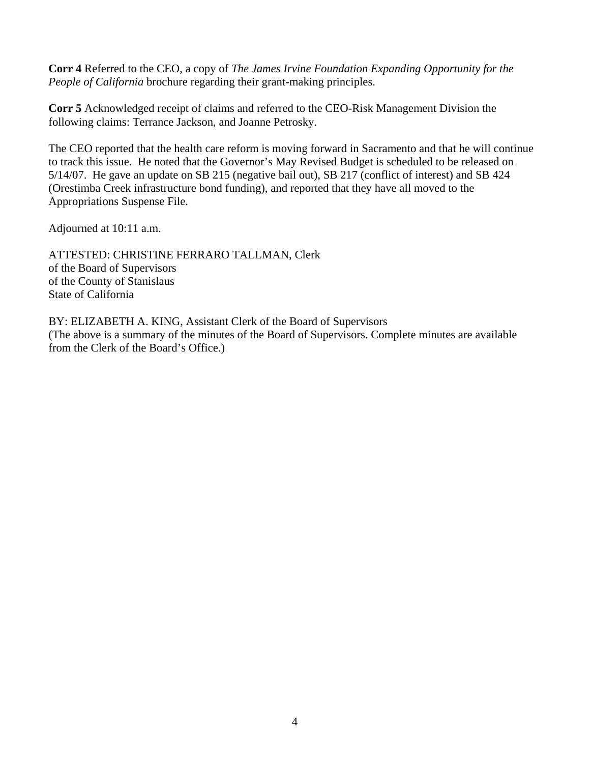**Corr 4** Referred to the CEO, a copy of *The James Irvine Foundation Expanding Opportunity for the People of California* brochure regarding their grant-making principles.

**Corr 5** Acknowledged receipt of claims and referred to the CEO-Risk Management Division the following claims: Terrance Jackson, and Joanne Petrosky.

The CEO reported that the health care reform is moving forward in Sacramento and that he will continue to track this issue. He noted that the Governor's May Revised Budget is scheduled to be released on 5/14/07. He gave an update on SB 215 (negative bail out), SB 217 (conflict of interest) and SB 424 (Orestimba Creek infrastructure bond funding), and reported that they have all moved to the Appropriations Suspense File.

Adjourned at 10:11 a.m.

ATTESTED: CHRISTINE FERRARO TALLMAN, Clerk
of the Board of Supervisors
of the County of Stanislaus
State of California

BY: ELIZABETH A. KING, Assistant Clerk of the Board of Supervisors
(The above is a summary of the minutes of the Board of Supervisors. Complete minutes are available from the Clerk of the Board's Office.)